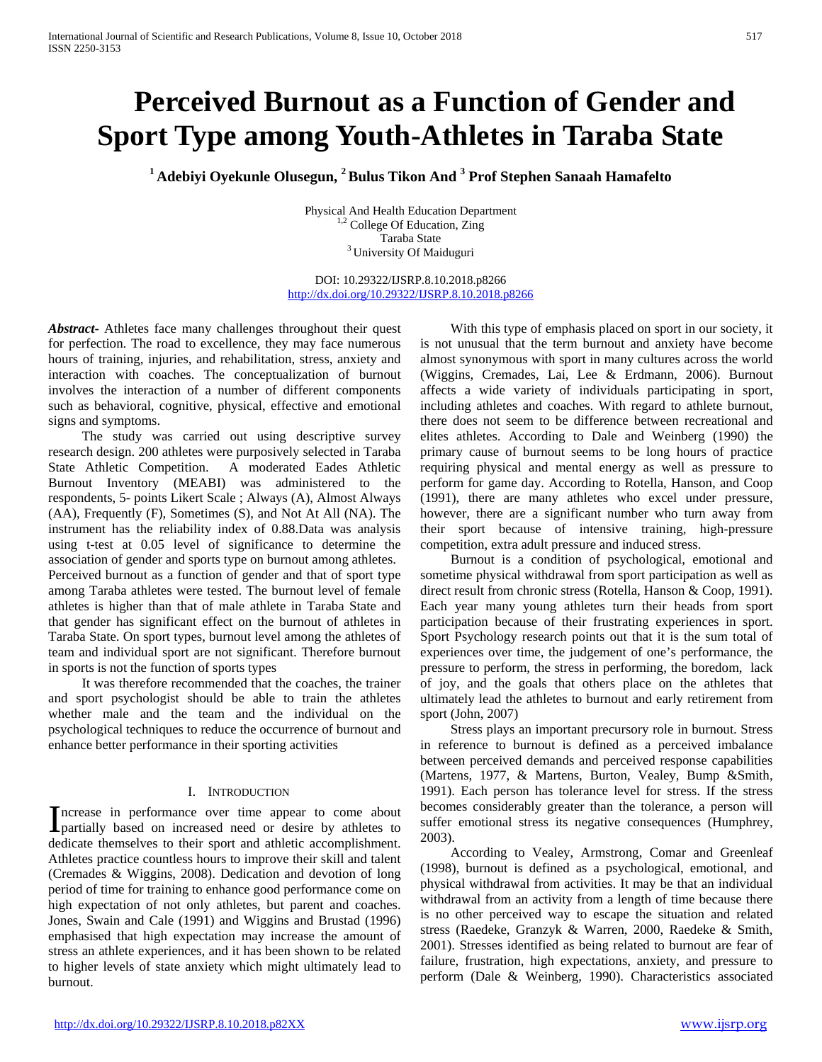# Perceived Burnout as a Function of Gender and Sport Type among Youth-Athletes in Taraba State

**[1] Adebiyi Oyekunle Olusegun, [2] Bulus Tikon And [3] Prof Stephen Sanaah Hamafelto**

Physical And Health Education Department
[1,2] College Of Education, Zing
Taraba State
[3] University Of Maiduguri

DOI: 10.29322/IJSRP.8.10.2018.p8266
http://dx.doi.org/10.29322/IJSRP.8.10.2018.p8266

***Abstract*-** Athletes face many challenges throughout their quest for perfection. The road to excellence, they may face numerous hours of training, injuries, and rehabilitation, stress, anxiety and interaction with coaches. The conceptualization of burnout involves the interaction of a number of different components such as behavioral, cognitive, physical, effective and emotional signs and symptoms.

The study was carried out using descriptive survey research design. 200 athletes were purposively selected in Taraba State Athletic Competition. A moderated Eades Athletic Burnout Inventory (MEABI) was administered to the respondents, 5- points Likert Scale ; Always (A), Almost Always (AA), Frequently (F), Sometimes (S), and Not At All (NA). The instrument has the reliability index of 0.88.Data was analysis using t-test at 0.05 level of significance to determine the association of gender and sports type on burnout among athletes. Perceived burnout as a function of gender and that of sport type among Taraba athletes were tested. The burnout level of female athletes is higher than that of male athlete in Taraba State and that gender has significant effect on the burnout of athletes in Taraba State. On sport types, burnout level among the athletes of team and individual sport are not significant. Therefore burnout in sports is not the function of sports types

It was therefore recommended that the coaches, the trainer and sport psychologist should be able to train the athletes whether male and the team and the individual on the psychological techniques to reduce the occurrence of burnout and enhance better performance in their sporting activities

## I. Introduction

Increase in performance over time appear to come about partially based on increased need or desire by athletes to dedicate themselves to their sport and athletic accomplishment. Athletes practice countless hours to improve their skill and talent (Cremades & Wiggins, 2008). Dedication and devotion of long period of time for training to enhance good performance come on high expectation of not only athletes, but parent and coaches. Jones, Swain and Cale (1991) and Wiggins and Brustad (1996) emphasised that high expectation may increase the amount of stress an athlete experiences, and it has been shown to be related to higher levels of state anxiety which might ultimately lead to burnout.

With this type of emphasis placed on sport in our society, it is not unusual that the term burnout and anxiety have become almost synonymous with sport in many cultures across the world (Wiggins, Cremades, Lai, Lee & Erdmann, 2006). Burnout affects a wide variety of individuals participating in sport, including athletes and coaches. With regard to athlete burnout, there does not seem to be difference between recreational and elites athletes. According to Dale and Weinberg (1990) the primary cause of burnout seems to be long hours of practice requiring physical and mental energy as well as pressure to perform for game day. According to Rotella, Hanson, and Coop (1991), there are many athletes who excel under pressure, however, there are a significant number who turn away from their sport because of intensive training, high-pressure competition, extra adult pressure and induced stress.

Burnout is a condition of psychological, emotional and sometime physical withdrawal from sport participation as well as direct result from chronic stress (Rotella, Hanson & Coop, 1991). Each year many young athletes turn their heads from sport participation because of their frustrating experiences in sport. Sport Psychology research points out that it is the sum total of experiences over time, the judgement of one's performance, the pressure to perform, the stress in performing, the boredom, lack of joy, and the goals that others place on the athletes that ultimately lead the athletes to burnout and early retirement from sport (John, 2007)

Stress plays an important precursory role in burnout. Stress in reference to burnout is defined as a perceived imbalance between perceived demands and perceived response capabilities (Martens, 1977, & Martens, Burton, Vealey, Bump &Smith, 1991). Each person has tolerance level for stress. If the stress becomes considerably greater than the tolerance, a person will suffer emotional stress its negative consequences (Humphrey, 2003).

According to Vealey, Armstrong, Comar and Greenleaf (1998), burnout is defined as a psychological, emotional, and physical withdrawal from activities. It may be that an individual withdrawal from an activity from a length of time because there is no other perceived way to escape the situation and related stress (Raedeke, Granzyk & Warren, 2000, Raedeke & Smith, 2001). Stresses identified as being related to burnout are fear of failure, frustration, high expectations, anxiety, and pressure to perform (Dale & Weinberg, 1990). Characteristics associated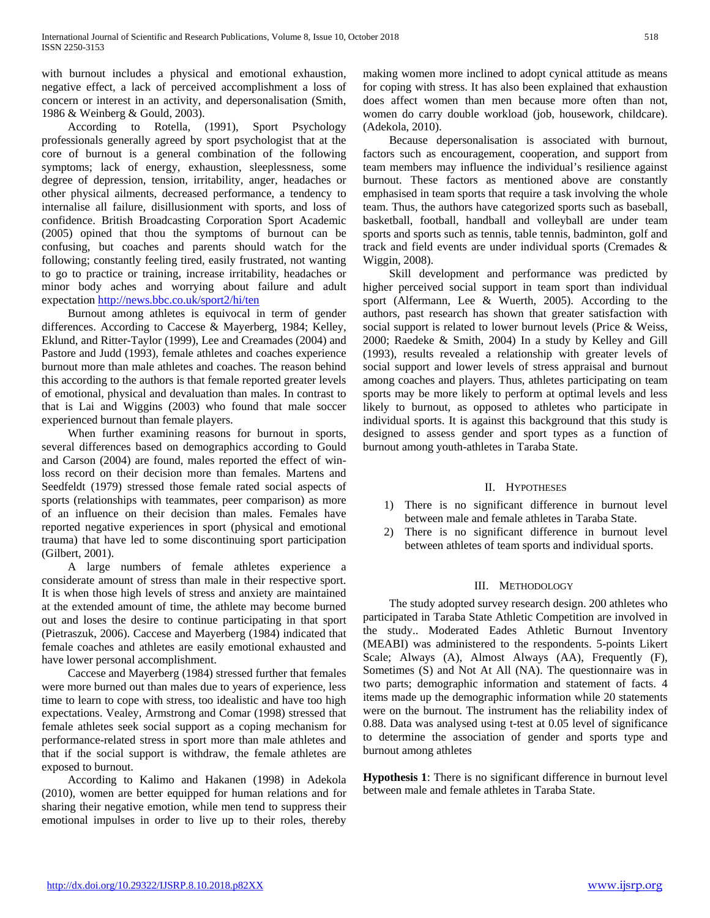with burnout includes a physical and emotional exhaustion, negative effect, a lack of perceived accomplishment a loss of concern or interest in an activity, and depersonalisation (Smith, 1986 & Weinberg & Gould, 2003).

According to Rotella, (1991), Sport Psychology professionals generally agreed by sport psychologist that at the core of burnout is a general combination of the following symptoms; lack of energy, exhaustion, sleeplessness, some degree of depression, tension, irritability, anger, headaches or other physical ailments, decreased performance, a tendency to internalise all failure, disillusionment with sports, and loss of confidence. British Broadcasting Corporation Sport Academic (2005) opined that thou the symptoms of burnout can be confusing, but coaches and parents should watch for the following; constantly feeling tired, easily frustrated, not wanting to go to practice or training, increase irritability, headaches or minor body aches and worrying about failure and adult expectation http://news.bbc.co.uk/sport2/hi/ten

Burnout among athletes is equivocal in term of gender differences. According to Caccese & Mayerberg, 1984; Kelley, Eklund, and Ritter-Taylor (1999), Lee and Creamades (2004) and Pastore and Judd (1993), female athletes and coaches experience burnout more than male athletes and coaches. The reason behind this according to the authors is that female reported greater levels of emotional, physical and devaluation than males. In contrast to that is Lai and Wiggins (2003) who found that male soccer experienced burnout than female players.

When further examining reasons for burnout in sports, several differences based on demographics according to Gould and Carson (2004) are found, males reported the effect of win-loss record on their decision more than females. Martens and Seedfeldt (1979) stressed those female rated social aspects of sports (relationships with teammates, peer comparison) as more of an influence on their decision than males. Females have reported negative experiences in sport (physical and emotional trauma) that have led to some discontinuing sport participation (Gilbert, 2001).

A large numbers of female athletes experience a considerate amount of stress than male in their respective sport. It is when those high levels of stress and anxiety are maintained at the extended amount of time, the athlete may become burned out and loses the desire to continue participating in that sport (Pietraszuk, 2006). Caccese and Mayerberg (1984) indicated that female coaches and athletes are easily emotional exhausted and have lower personal accomplishment.

Caccese and Mayerberg (1984) stressed further that females were more burned out than males due to years of experience, less time to learn to cope with stress, too idealistic and have too high expectations. Vealey, Armstrong and Comar (1998) stressed that female athletes seek social support as a coping mechanism for performance-related stress in sport more than male athletes and that if the social support is withdraw, the female athletes are exposed to burnout.

According to Kalimo and Hakanen (1998) in Adekola (2010), women are better equipped for human relations and for sharing their negative emotion, while men tend to suppress their emotional impulses in order to live up to their roles, thereby making women more inclined to adopt cynical attitude as means for coping with stress. It has also been explained that exhaustion does affect women than men because more often than not, women do carry double workload (job, housework, childcare). (Adekola, 2010).

Because depersonalisation is associated with burnout, factors such as encouragement, cooperation, and support from team members may influence the individual's resilience against burnout. These factors as mentioned above are constantly emphasised in team sports that require a task involving the whole team. Thus, the authors have categorized sports such as baseball, basketball, football, handball and volleyball are under team sports and sports such as tennis, table tennis, badminton, golf and track and field events are under individual sports (Cremades & Wiggin, 2008).

Skill development and performance was predicted by higher perceived social support in team sport than individual sport (Alfermann, Lee & Wuerth, 2005). According to the authors, past research has shown that greater satisfaction with social support is related to lower burnout levels (Price & Weiss, 2000; Raedeke & Smith, 2004) In a study by Kelley and Gill (1993), results revealed a relationship with greater levels of social support and lower levels of stress appraisal and burnout among coaches and players. Thus, athletes participating on team sports may be more likely to perform at optimal levels and less likely to burnout, as opposed to athletes who participate in individual sports. It is against this background that this study is designed to assess gender and sport types as a function of burnout among youth-athletes in Taraba State.

## II. Hypotheses

1) There is no significant difference in burnout level between male and female athletes in Taraba State.
2) There is no significant difference in burnout level between athletes of team sports and individual sports.

## III. Methodology

The study adopted survey research design. 200 athletes who participated in Taraba State Athletic Competition are involved in the study.. Moderated Eades Athletic Burnout Inventory (MEABI) was administered to the respondents. 5-points Likert Scale; Always (A), Almost Always (AA), Frequently (F), Sometimes (S) and Not At All (NA). The questionnaire was in two parts; demographic information and statement of facts. 4 items made up the demographic information while 20 statements were on the burnout. The instrument has the reliability index of 0.88. Data was analysed using t-test at 0.05 level of significance to determine the association of gender and sports type and burnout among athletes

**Hypothesis 1**: There is no significant difference in burnout level between male and female athletes in Taraba State.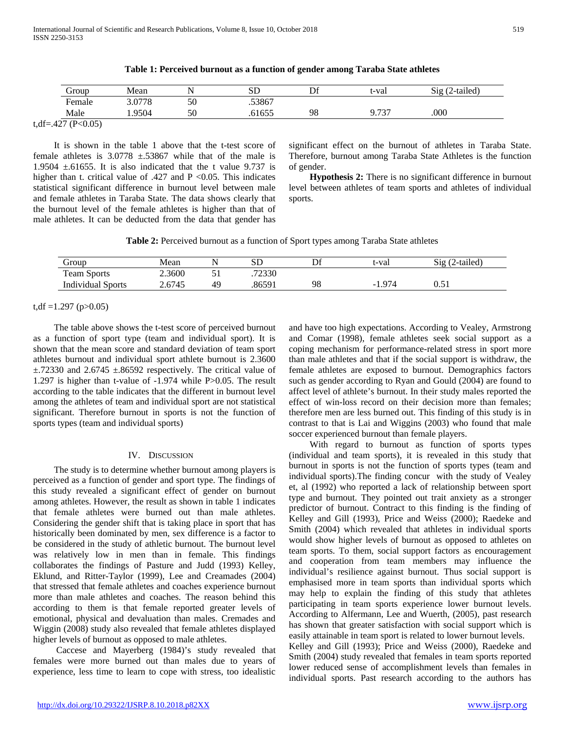**Table 1: Perceived burnout as a function of gender among Taraba State athletes**

| Group | Mean | N | SD | Df | t-val | Sig (2-tailed) |
|---|---|---|---|---|---|---|
| Female | 3.0778 | 50 | .53867 | | | |
| Male | 1.9504 | 50 | .61655 | 98 | 9.737 | .000 |

t,df=.427 ($P<0.05$)

It is shown in the table 1 above that the t-test score of female athletes is 3.0778 ±.53867 while that of the male is 1.9504 ±.61655. It is also indicated that the t value 9.737 is higher than t. critical value of .427 and P <0.05. This indicates statistical significant difference in burnout level between male and female athletes in Taraba State. The data shows clearly that the burnout level of the female athletes is higher than that of male athletes. It can be deducted from the data that gender has significant effect on the burnout of athletes in Taraba State. Therefore, burnout among Taraba State Athletes is the function of gender.

**Hypothesis 2:** There is no significant difference in burnout level between athletes of team sports and athletes of individual sports.

**Table 2:** Perceived burnout as a function of Sport types among Taraba State athletes

| Group | Mean | N | SD | Df | t-val | Sig (2-tailed) |
|---|---|---|---|---|---|---|
| Team Sports | 2.3600 | 51 | .72330 | | | |
| Individual Sports | 2.6745 | 49 | .86591 | 98 | -1.974 | 0.51 |

t,df =1.297 ($p>0.05$)

The table above shows the t-test score of perceived burnout as a function of sport type (team and individual sport). It is shown that the mean score and standard deviation of team sport athletes burnout and individual sport athlete burnout is 2.3600 ±.72330 and 2.6745 ±.86592 respectively. The critical value of 1.297 is higher than t-value of -1.974 while P>0.05. The result according to the table indicates that the different in burnout level among the athletes of team and individual sport are not statistical significant. Therefore burnout in sports is not the function of sports types (team and individual sports)

## IV. Discussion

The study is to determine whether burnout among players is perceived as a function of gender and sport type. The findings of this study revealed a significant effect of gender on burnout among athletes. However, the result as shown in table 1 indicates that female athletes were burned out than male athletes. Considering the gender shift that is taking place in sport that has historically been dominated by men, sex difference is a factor to be considered in the study of athletic burnout. The burnout level was relatively low in men than in female. This findings collaborates the findings of Pasture and Judd (1993) Kelley, Eklund, and Ritter-Taylor (1999), Lee and Creamades (2004) that stressed that female athletes and coaches experience burnout more than male athletes and coaches. The reason behind this according to them is that female reported greater levels of emotional, physical and devaluation than males. Cremades and Wiggin (2008) study also revealed that female athletes displayed higher levels of burnout as opposed to male athletes.

Caccese and Mayerberg (1984)'s study revealed that females were more burned out than males due to years of experience, less time to learn to cope with stress, too idealistic and have too high expectations. According to Vealey, Armstrong and Comar (1998), female athletes seek social support as a coping mechanism for performance-related stress in sport more than male athletes and that if the social support is withdraw, the female athletes are exposed to burnout. Demographics factors such as gender according to Ryan and Gould (2004) are found to affect level of athlete's burnout. In their study males reported the effect of win-loss record on their decision more than females; therefore men are less burned out. This finding of this study is in contrast to that is Lai and Wiggins (2003) who found that male soccer experienced burnout than female players.

With regard to burnout as function of sports types (individual and team sports), it is revealed in this study that burnout in sports is not the function of sports types (team and individual sports).The finding concur with the study of Vealey et, al (1992) who reported a lack of relationship between sport type and burnout. They pointed out trait anxiety as a stronger predictor of burnout. Contract to this finding is the finding of Kelley and Gill (1993), Price and Weiss (2000); Raedeke and Smith (2004) which revealed that athletes in individual sports would show higher levels of burnout as opposed to athletes on team sports. To them, social support factors as encouragement and cooperation from team members may influence the individual's resilience against burnout. Thus social support is emphasised more in team sports than individual sports which may help to explain the finding of this study that athletes participating in team sports experience lower burnout levels. According to Alfermann, Lee and Wuerth, (2005), past research has shown that greater satisfaction with social support which is easily attainable in team sport is related to lower burnout levels. Kelley and Gill (1993); Price and Weiss (2000), Raedeke and Smith (2004) study revealed that females in team sports reported lower reduced sense of accomplishment levels than females in individual sports. Past research according to the authors has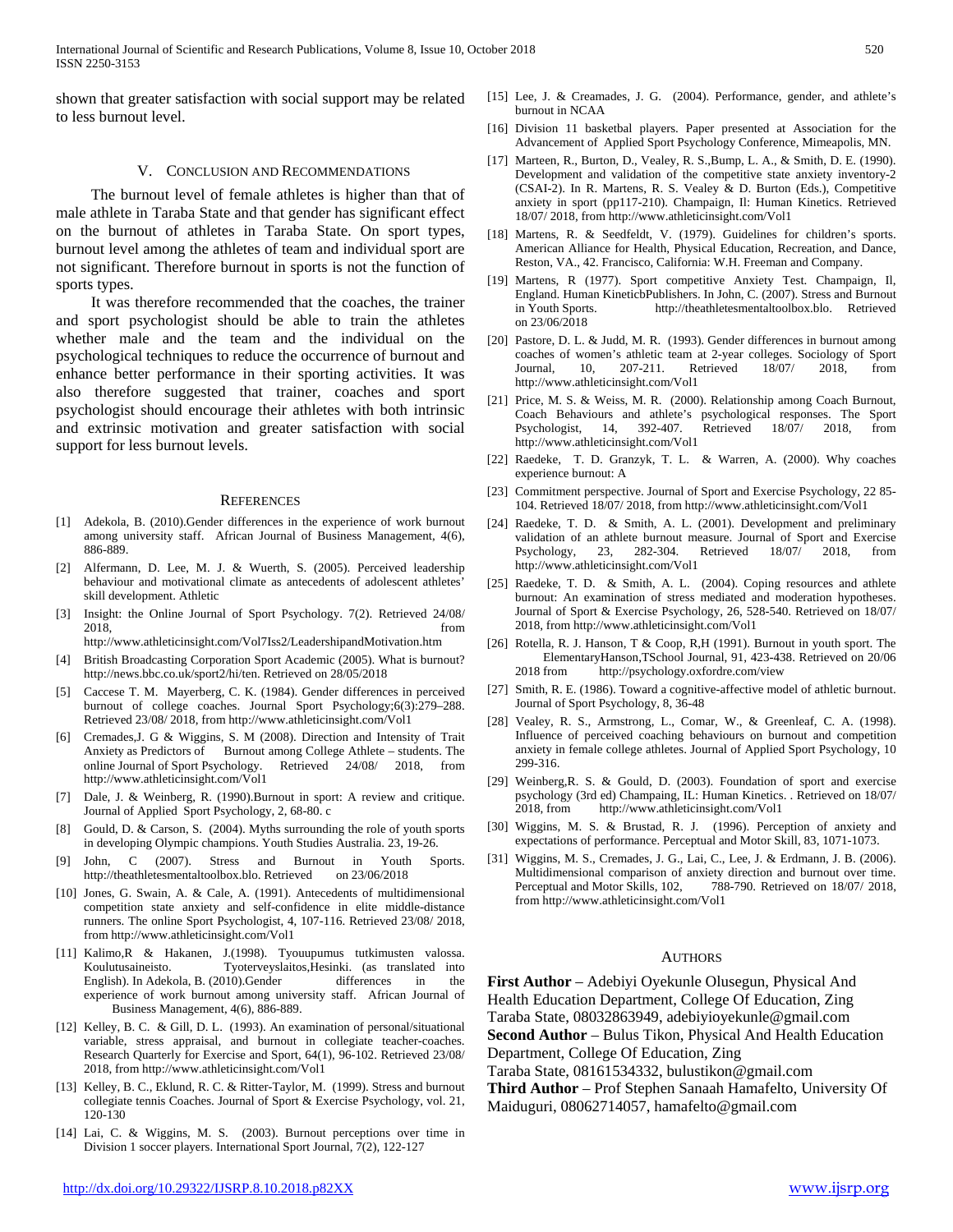shown that greater satisfaction with social support may be related to less burnout level.

## V. Conclusion and Recommendations

The burnout level of female athletes is higher than that of male athlete in Taraba State and that gender has significant effect on the burnout of athletes in Taraba State. On sport types, burnout level among the athletes of team and individual sport are not significant. Therefore burnout in sports is not the function of sports types.

It was therefore recommended that the coaches, the trainer and sport psychologist should be able to train the athletes whether male and the team and the individual on the psychological techniques to reduce the occurrence of burnout and enhance better performance in their sporting activities. It was also therefore suggested that trainer, coaches and sport psychologist should encourage their athletes with both intrinsic and extrinsic motivation and greater satisfaction with social support for less burnout levels.

## References

[1] Adekola, B. (2010).Gender differences in the experience of work burnout among university staff. African Journal of Business Management, 4(6), 886-889.

[2] Alfermann, D. Lee, M. J. & Wuerth, S. (2005). Perceived leadership behaviour and motivational climate as antecedents of adolescent athletes' skill development. Athletic

[3] Insight: the Online Journal of Sport Psychology. 7(2). Retrieved 24/08/ 2018, from http://www.athleticinsight.com/Vol7Iss2/LeadershipandMotivation.htm

[4] British Broadcasting Corporation Sport Academic (2005). What is burnout? http://news.bbc.co.uk/sport2/hi/ten. Retrieved on 28/05/2018

[5] Caccese T. M. Mayerberg, C. K. (1984). Gender differences in perceived burnout of college coaches. Journal Sport Psychology;6(3):279–288. Retrieved 23/08/ 2018, from http://www.athleticinsight.com/Vol1

[6] Cremades,J. G & Wiggins, S. M (2008). Direction and Intensity of Trait Anxiety as Predictors of Burnout among College Athlete – students. The online Journal of Sport Psychology. Retrieved 24/08/ 2018, from http://www.athleticinsight.com/Vol1

[7] Dale, J. & Weinberg, R. (1990).Burnout in sport: A review and critique. Journal of Applied Sport Psychology, 2, 68-80. c

[8] Gould, D. & Carson, S. (2004). Myths surrounding the role of youth sports in developing Olympic champions. Youth Studies Australia. 23, 19-26.

[9] John, C (2007). Stress and Burnout in Youth Sports. http://theathletesmentaltoolbox.blo. Retrieved on 23/06/2018

[10] Jones, G. Swain, A. & Cale, A. (1991). Antecedents of multidimensional competition state anxiety and self-confidence in elite middle-distance runners. The online Sport Psychologist, 4, 107-116. Retrieved 23/08/ 2018, from http://www.athleticinsight.com/Vol1

[11] Kalimo,R & Hakanen, J.(1998). Tyouupumus tutkimusten valossa. Koulutusaineisto. Tyoterveyslaitos,Hesinki. (as translated into English). In Adekola, B. (2010).Gender differences in the experience of work burnout among university staff. African Journal of Business Management, 4(6), 886-889.

[12] Kelley, B. C. & Gill, D. L. (1993). An examination of personal/situational variable, stress appraisal, and burnout in collegiate teacher-coaches. Research Quarterly for Exercise and Sport, 64(1), 96-102. Retrieved 23/08/ 2018, from http://www.athleticinsight.com/Vol1

[13] Kelley, B. C., Eklund, R. C. & Ritter-Taylor, M. (1999). Stress and burnout collegiate tennis Coaches. Journal of Sport & Exercise Psychology, vol. 21, 120-130

[14] Lai, C. & Wiggins, M. S. (2003). Burnout perceptions over time in Division 1 soccer players. International Sport Journal, 7(2), 122-127

[15] Lee, J. & Creamades, J. G. (2004). Performance, gender, and athlete's burnout in NCAA

[16] Division 11 basketbal players. Paper presented at Association for the Advancement of Applied Sport Psychology Conference, Mimeapolis, MN.

[17] Marteen, R., Burton, D., Vealey, R. S.,Bump, L. A., & Smith, D. E. (1990). Development and validation of the competitive state anxiety inventory-2 (CSAI-2). In R. Martens, R. S. Vealey & D. Burton (Eds.), Competitive anxiety in sport (pp117-210). Champaign, Il: Human Kinetics. Retrieved 18/07/ 2018, from http://www.athleticinsight.com/Vol1

[18] Martens, R. & Seedfeldt, V. (1979). Guidelines for children's sports. American Alliance for Health, Physical Education, Recreation, and Dance, Reston, VA., 42. Francisco, California: W.H. Freeman and Company.

[19] Martens, R (1977). Sport competitive Anxiety Test. Champaign, Il, England. Human KineticbPublishers. In John, C. (2007). Stress and Burnout in Youth Sports. http://theathletesmentaltoolbox.blo. Retrieved on 23/06/2018

[20] Pastore, D. L. & Judd, M. R. (1993). Gender differences in burnout among coaches of women's athletic team at 2-year colleges. Sociology of Sport Journal, 10, 207-211. Retrieved 18/07/ 2018, from http://www.athleticinsight.com/Vol1

[21] Price, M. S. & Weiss, M. R. (2000). Relationship among Coach Burnout, Coach Behaviours and athlete's psychological responses. The Sport Psychologist, 14, 392-407. Retrieved 18/07/ 2018, from http://www.athleticinsight.com/Vol1

[22] Raedeke, T. D. Granzyk, T. L. & Warren, A. (2000). Why coaches experience burnout: A

[23] Commitment perspective. Journal of Sport and Exercise Psychology, 22 85-104. Retrieved 18/07/ 2018, from http://www.athleticinsight.com/Vol1

[24] Raedeke, T. D. & Smith, A. L. (2001). Development and preliminary validation of an athlete burnout measure. Journal of Sport and Exercise Psychology, 23, 282-304. Retrieved 18/07/ 2018, from http://www.athleticinsight.com/Vol1

[25] Raedeke, T. D. & Smith, A. L. (2004). Coping resources and athlete burnout: An examination of stress mediated and moderation hypotheses. Journal of Sport & Exercise Psychology, 26, 528-540. Retrieved on 18/07/ 2018, from http://www.athleticinsight.com/Vol1

[26] Rotella, R. J. Hanson, T & Coop, R,H (1991). Burnout in youth sport. The ElementaryHanson,TSchool Journal, 91, 423-438. Retrieved on 20/06 2018 from http://psychology.oxfordre.com/view

[27] Smith, R. E. (1986). Toward a cognitive-affective model of athletic burnout. Journal of Sport Psychology, 8, 36-48

[28] Vealey, R. S., Armstrong, L., Comar, W., & Greenleaf, C. A. (1998). Influence of perceived coaching behaviours on burnout and competition anxiety in female college athletes. Journal of Applied Sport Psychology, 10 299-316.

[29] Weinberg,R. S. & Gould, D. (2003). Foundation of sport and exercise psychology (3rd ed) Champaing, IL: Human Kinetics. . Retrieved on 18/07/ 2018, from http://www.athleticinsight.com/Vol1

[30] Wiggins, M. S. & Brustad, R. J. (1996). Perception of anxiety and expectations of performance. Perceptual and Motor Skill, 83, 1071-1073.

[31] Wiggins, M. S., Cremades, J. G., Lai, C., Lee, J. & Erdmann, J. B. (2006). Multidimensional comparison of anxiety direction and burnout over time. Perceptual and Motor Skills, 102, 788-790. Retrieved on 18/07/ 2018, from http://www.athleticinsight.com/Vol1

## Authors

**First Author** – Adebiyi Oyekunle Olusegun, Physical And Health Education Department, College Of Education, Zing Taraba State, 08032863949, adebiyioyekunle@gmail.com

**Second Author** – Bulus Tikon, Physical And Health Education Department, College Of Education, Zing Taraba State, 08161534332, bulustikon@gmail.com

**Third Author** – Prof Stephen Sanaah Hamafelto, University Of Maiduguri, 08062714057, hamafelto@gmail.com